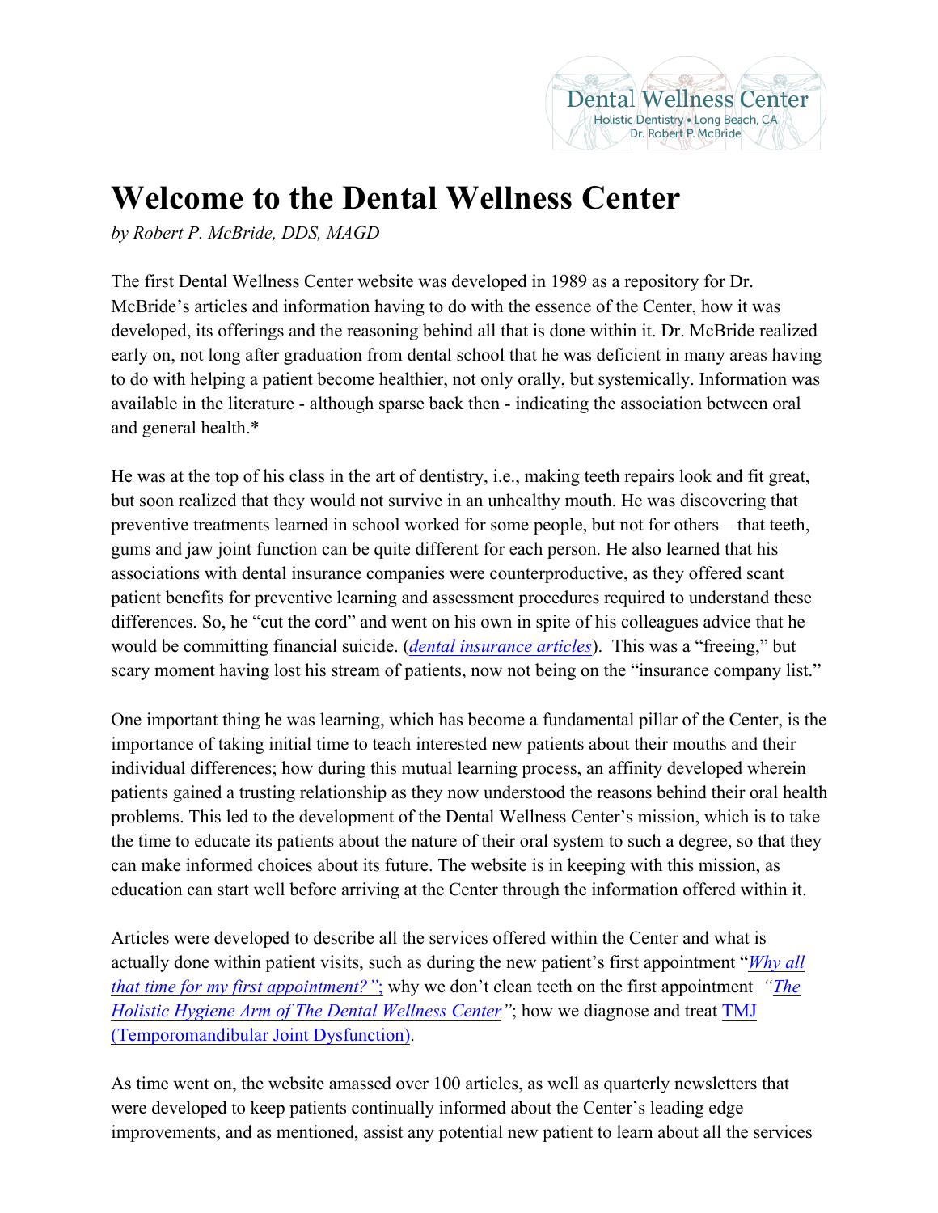# Welcome to the Dental Wellness Center

*by Robert P. McBride, DDS, MAGD*

The first Dental Wellness Center website was developed in 1989 as a repository for Dr. McBride's articles and information having to do with the essence of the Center, how it was developed, its offerings and the reasoning behind all that is done within it. Dr. McBride realized early on, not long after graduation from dental school that he was deficient in many areas having to do with helping a patient become healthier, not only orally, but systemically. Information was available in the literature - although sparse back then - indicating the association between oral and general health.*

He was at the top of his class in the art of dentistry, i.e., making teeth repairs look and fit great, but soon realized that they would not survive in an unhealthy mouth. He was discovering that preventive treatments learned in school worked for some people, but not for others – that teeth, gums and jaw joint function can be quite different for each person. He also learned that his associations with dental insurance companies were counterproductive, as they offered scant patient benefits for preventive learning and assessment procedures required to understand these differences. So, he "cut the cord" and went on his own in spite of his colleagues advice that he would be committing financial suicide. (*dental insurance articles*). This was a "freeing," but scary moment having lost his stream of patients, now not being on the "insurance company list."

One important thing he was learning, which has become a fundamental pillar of the Center, is the importance of taking initial time to teach interested new patients about their mouths and their individual differences; how during this mutual learning process, an affinity developed wherein patients gained a trusting relationship as they now understood the reasons behind their oral health problems. This led to the development of the Dental Wellness Center's mission, which is to take the time to educate its patients about the nature of their oral system to such a degree, so that they can make informed choices about its future. The website is in keeping with this mission, as education can start well before arriving at the Center through the information offered within it.

Articles were developed to describe all the services offered within the Center and what is actually done within patient visits, such as during the new patient's first appointment "*Why all that time for my first appointment?"*; why we don't clean teeth on the first appointment *"The Holistic Hygiene Arm of The Dental Wellness Center"*; how we diagnose and treat TMJ (Temporomandibular Joint Dysfunction).

As time went on, the website amassed over 100 articles, as well as quarterly newsletters that were developed to keep patients continually informed about the Center's leading edge improvements, and as mentioned, assist any potential new patient to learn about all the services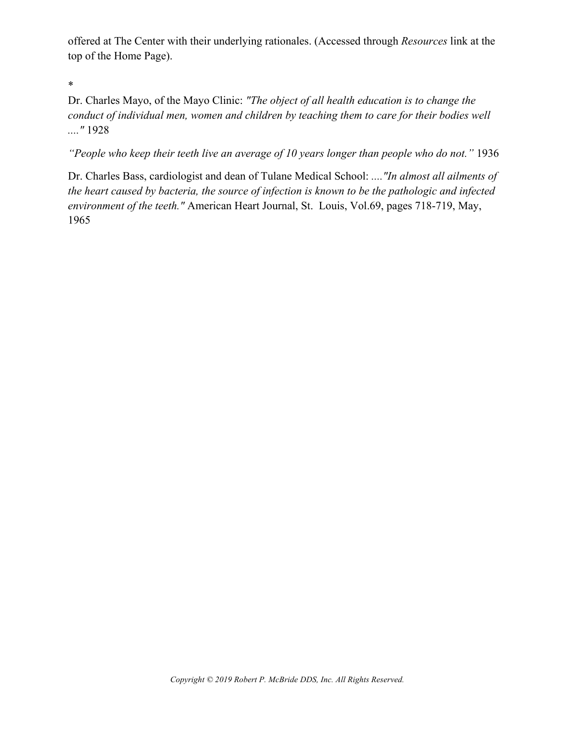offered at The Center with their underlying rationales. (Accessed through *Resources* link at the top of the Home Page).

*

Dr. Charles Mayo, of the Mayo Clinic: *"The object of all health education is to change the conduct of individual men, women and children by teaching them to care for their bodies well ...."* 1928

*"People who keep their teeth live an average of 10 years longer than people who do not."* 1936

Dr. Charles Bass, cardiologist and dean of Tulane Medical School: *...."In almost all ailments of the heart caused by bacteria, the source of infection is known to be the pathologic and infected environment of the teeth."* American Heart Journal, St. Louis, Vol.69, pages 718-719, May, 1965

*Copyright © 2019 Robert P. McBride DDS, Inc. All Rights Reserved.*